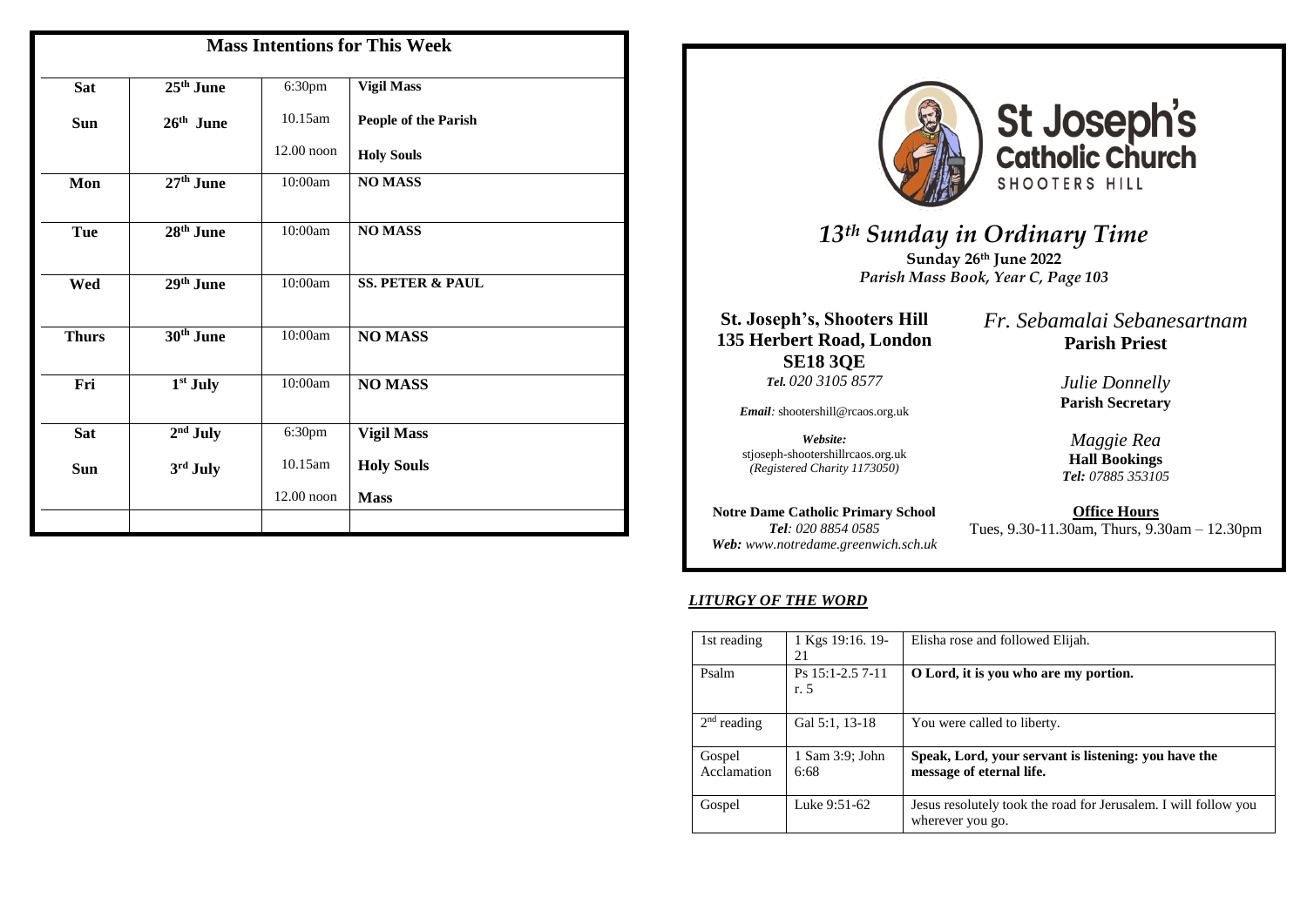## Mass Intentions for This Week

| | | | |
|---|---|---|---|
| **Sat** | **25th June** | 6:30pm | **Vigil Mass** |
| **Sun** | **26th June** | 10.15am | **People of the Parish** |
| | | 12.00 noon | **Holy Souls** |
| **Mon** | **27th June** | 10:00am | **NO MASS** |
| **Tue** | **28th June** | 10:00am | **NO MASS** |
| **Wed** | **29th June** | 10:00am | **SS. PETER & PAUL** |
| **Thurs** | **30th June** | 10:00am | **NO MASS** |
| **Fri** | **1st July** | 10:00am | **NO MASS** |
| **Sat** | **2nd July** | 6:30pm | **Vigil Mass** |
| **Sun** | **3rd July** | 10.15am | **Holy Souls** |
| | | 12.00 noon | **Mass** |

# St Joseph's Catholic Church
SHOOTERS HILL

## *13th Sunday in Ordinary Time*

**Sunday 26th June 2022**

*Parish Mass Book, Year C, Page 103*

**St. Joseph's, Shooters Hill**
**135 Herbert Road, London**
**SE18 3QE**
***Tel.** 020 3105 8577*

***Email**:* shootershill@rcaos.org.uk

***Website:***
stjoseph-shootershillrcaos.org.uk
*(Registered Charity 1173050)*

*Fr. Sebamalai Sebanesartnam*
**Parish Priest**

*Julie Donnelly*
**Parish Secretary**

*Maggie Rea*
**Hall Bookings**
***Tel:** 07885 353105*

**Notre Dame Catholic Primary School**
***Tel**: 020 8854 0585*
***Web:** www.notredame.greenwich.sch.uk*

**Office Hours**
Tues, 9.30-11.30am, Thurs, 9.30am – 12.30pm

### *LITURGY OF THE WORD*

| | | |
|---|---|---|
| 1st reading | 1 Kgs 19:16. 19-21 | Elisha rose and followed Elijah. |
| Psalm | Ps 15:1-2.5 7-11 r. 5 | **O Lord, it is you who are my portion.** |
| 2nd reading | Gal 5:1, 13-18 | You were called to liberty. |
| Gospel Acclamation | 1 Sam 3:9; John 6:68 | **Speak, Lord, your servant is listening: you have the message of eternal life.** |
| Gospel | Luke 9:51-62 | Jesus resolutely took the road for Jerusalem. I will follow you wherever you go. |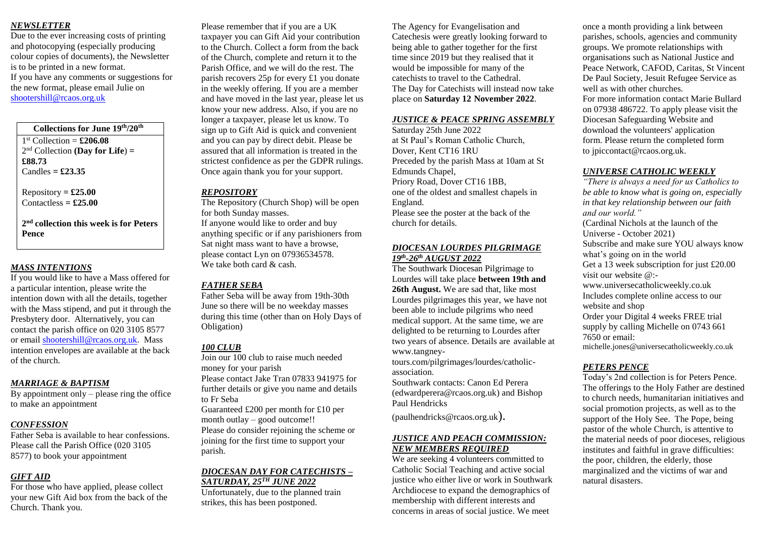## *NEWSLETTER*

Due to the ever increasing costs of printing and photocopying (especially producing colour copies of documents), the Newsletter is to be printed in a new format.
If you have any comments or suggestions for the new format, please email Julie on shootershill@rcaos.org.uk

| **Collections for June 19th/20th** |
|---|
| 1st Collection = **£206.08**<br>2nd Collection **(Day for Life**) = **£88.73**<br>Candles **= £23.35**<br><br>Repository **= £25.00**<br>Contactless **= £25.00**<br><br>**2nd collection this week is for Peters Pence** |

## *MASS INTENTIONS*

If you would like to have a Mass offered for a particular intention, please write the intention down with all the details, together with the Mass stipend, and put it through the Presbytery door. Alternatively, you can contact the parish office on 020 3105 8577 or email shootershill@rcaos.org.uk. Mass intention envelopes are available at the back of the church.

## *MARRIAGE & BAPTISM*

By appointment only – please ring the office to make an appointment

## *CONFESSION*

Father Seba is available to hear confessions. Please call the Parish Office (020 3105 8577) to book your appointment

## *GIFT AID*

For those who have applied, please collect your new Gift Aid box from the back of the Church. Thank you.

Please remember that if you are a UK taxpayer you can Gift Aid your contribution to the Church. Collect a form from the back of the Church, complete and return it to the Parish Office, and we will do the rest. The parish recovers 25p for every £1 you donate in the weekly offering. If you are a member and have moved in the last year, please let us know your new address. Also, if you are no longer a taxpayer, please let us know. To sign up to Gift Aid is quick and convenient and you can pay by direct debit. Please be assured that all information is treated in the strictest confidence as per the GDPR rulings. Once again thank you for your support.

## *REPOSITORY*

The Repository (Church Shop) will be open for both Sunday masses.
If anyone would like to order and buy anything specific or if any parishioners from Sat night mass want to have a browse, please contact Lyn on 07936534578.
We take both card & cash.

## *FATHER SEBA*

Father Seba will be away from 19th-30th June so there will be no weekday masses during this time (other than on Holy Days of Obligation)

## *100 CLUB*

Join our 100 club to raise much needed money for your parish
Please contact Jake Tran 07833 941975 for further details or give you name and details to Fr Seba
Guaranteed £200 per month for £10 per month outlay – good outcome!!
Please do consider rejoining the scheme or joining for the first time to support your parish.

## *DIOCESAN DAY FOR CATECHISTS – SATURDAY, 25TH JUNE 2022*

Unfortunately, due to the planned train strikes, this has been postponed.

The Agency for Evangelisation and Catechesis were greatly looking forward to being able to gather together for the first time since 2019 but they realised that it would be impossible for many of the catechists to travel to the Cathedral.
The Day for Catechists will instead now take place on **Saturday 12 November 2022**.

## *JUSTICE & PEACE SPRING ASSEMBLY*

Saturday 25th June 2022
at St Paul's Roman Catholic Church,
Dover, Kent CT16 1RU
Preceded by the parish Mass at 10am at St Edmunds Chapel,
Priory Road, Dover CT16 1BB,
one of the oldest and smallest chapels in England.
Please see the poster at the back of the church for details.

## *DIOCESAN LOURDES PILGRIMAGE 19th-26th AUGUST 2022*

The Southwark Diocesan Pilgrimage to Lourdes will take place **between 19th and 26th August.** We are sad that, like most Lourdes pilgrimages this year, we have not been able to include pilgrims who need medical support. At the same time, we are delighted to be returning to Lourdes after two years of absence. Details are available at www.tangney-tours.com/pilgrimages/lourdes/catholic-association.
Southwark contacts: Canon Ed Perera (edwardperera@rcaos.org.uk) and Bishop Paul Hendricks
(paulhendricks@rcaos.org.uk).

## *JUSTICE AND PEACH COMMISSION: NEW MEMBERS REQUIRED*

We are seeking 4 volunteers committed to Catholic Social Teaching and active social justice who either live or work in Southwark Archdiocese to expand the demographics of membership with different interests and concerns in areas of social justice. We meet once a month providing a link between parishes, schools, agencies and community groups. We promote relationships with organisations such as National Justice and Peace Network, CAFOD, Caritas, St Vincent De Paul Society, Jesuit Refugee Service as well as with other churches.
For more information contact Marie Bullard on 07938 486722. To apply please visit the Diocesan Safeguarding Website and download the volunteers' application form. Please return the completed form to jpiccontact@rcaos.org.uk.

## *UNIVERSE CATHOLIC WEEKLY*

*"There is always a need for us Catholics to be able to know what is going on, especially in that key relationship between our faith and our world."*
(Cardinal Nichols at the launch of the Universe - October 2021)
Subscribe and make sure YOU always know what's going on in the world
Get a 13 week subscription for just £20.00 visit our website @:-
www.universecatholicweekly.co.uk
Includes complete online access to our website and shop
Order your Digital 4 weeks FREE trial supply by calling Michelle on 0743 661 7650 or email:
michelle.jones@universecatholicweekly.co.uk

## *PETERS PENCE*

Today's 2nd collection is for Peters Pence. The offerings to the Holy Father are destined to church needs, humanitarian initiatives and social promotion projects, as well as to the support of the Holy See. The Pope, being pastor of the whole Church, is attentive to the material needs of poor dioceses, religious institutes and faithful in grave difficulties: the poor, children, the elderly, those marginalized and the victims of war and natural disasters.